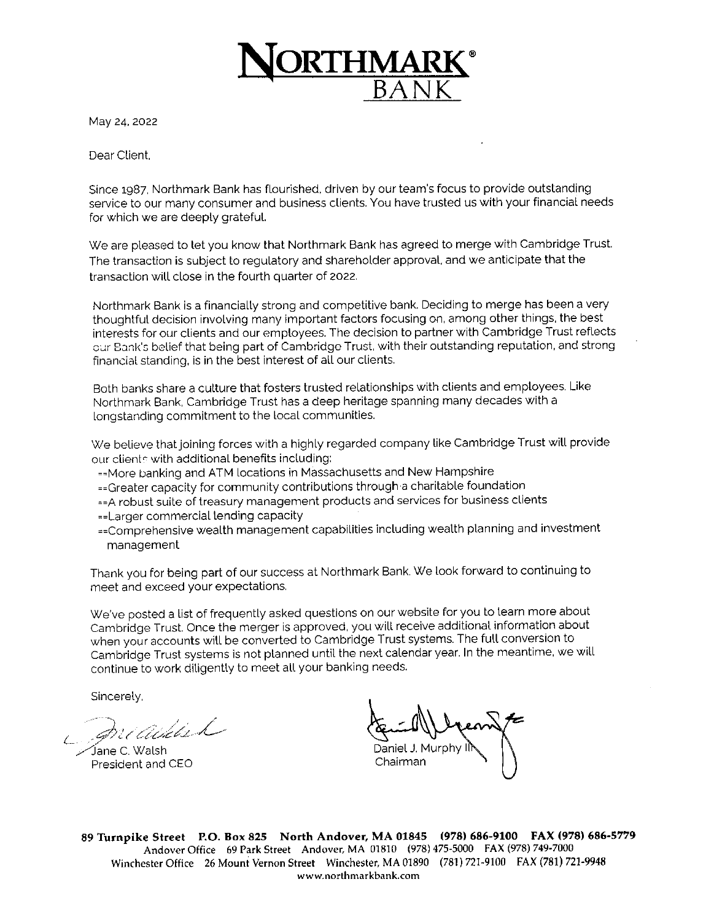# NORTHMARK® BANK

May 24, 2022

Dear Client,

Since 1987, Northmark Bank has flourished, driven by our team's focus to provide outstanding service to our many consumer and business clients. You have trusted us with your financial needs for which we are deeply grateful.

We are pleased to let you know that Northmark Bank has agreed to merge with Cambridge Trust. The transaction is subject to regulatory and shareholder approval, and we anticipate that the transaction will close in the fourth quarter of 2022.

Northmark Bank is a financially strong and competitive bank. Deciding to merge has been a very thoughtful decision involving many important factors focusing on, among other things, the best interests for our clients and our employees. The decision to partner with Cambridge Trust reflects our Bank's belief that being part of Cambridge Trust, with their outstanding reputation, and strong financial standing, is in the best interest of all our clients.

Both banks share a culture that fosters trusted relationships with clients and employees. Like Northmark Bank, Cambridge Trust has a deep heritage spanning many decades with a longstanding commitment to the local communities.

We believe that joining forces with a highly regarded company like Cambridge Trust will provide our clients with additional benefits including:

- More banking and ATM locations in Massachusetts and New Hampshire
- Greater capacity for community contributions through a charitable foundation
- A robust suite of treasury management products and services for business clients
- Larger commercial lending capacity
- Comprehensive wealth management capabilities including wealth planning and investment management

Thank you for being part of our success at Northmark Bank. We look forward to continuing to meet and exceed your expectations.

We've posted a list of frequently asked questions on our website for you to learn more about Cambridge Trust. Once the merger is approved, you will receive additional information about when your accounts will be converted to Cambridge Trust systems. The full conversion to Cambridge Trust systems is not planned until the next calendar year. In the meantime, we will continue to work diligently to meet all your banking needs.

Sincerely,

Jane C. Walsh
President and CEO

Daniel J. Murphy III
Chairman

**89 Turnpike Street P.O. Box 825 North Andover, MA 01845 (978) 686-9100 FAX (978) 686-5779**
Andover Office 69 Park Street Andover, MA 01810 (978) 475-5000 FAX (978) 749-7000
Winchester Office 26 Mount Vernon Street Winchester, MA 01890 (781) 721-9100 FAX (781) 721-9948
www.northmarkbank.com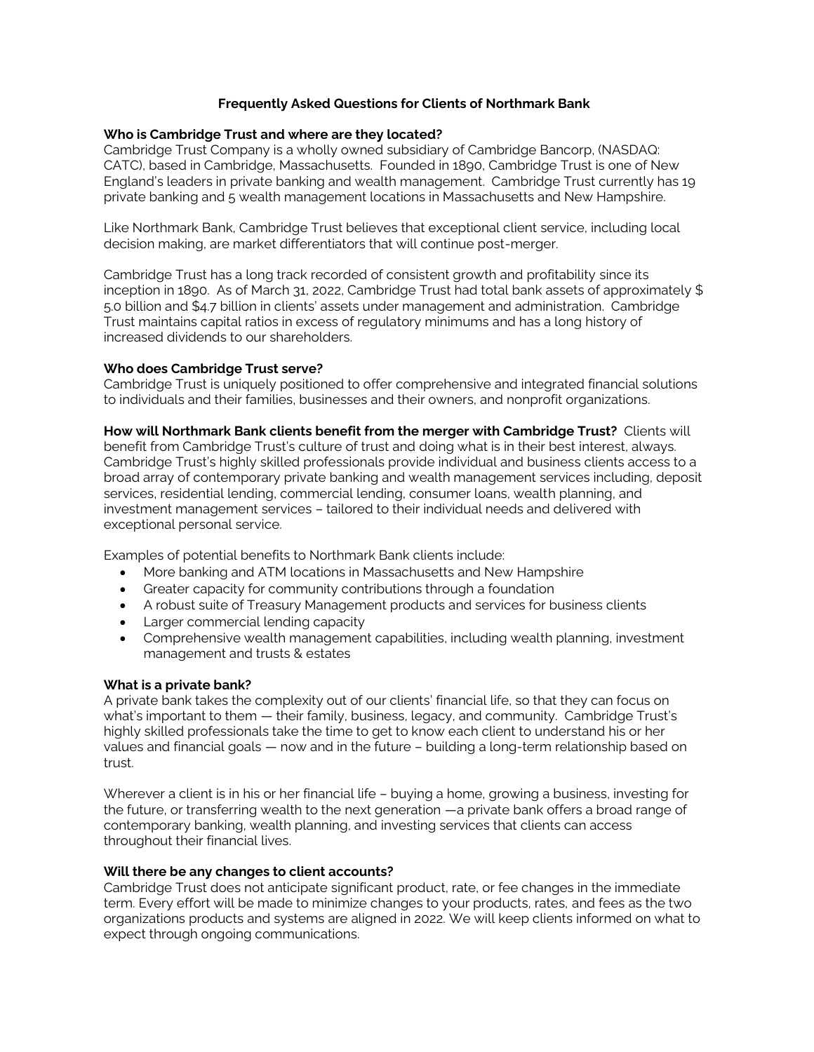# Frequently Asked Questions for Clients of Northmark Bank

**Who is Cambridge Trust and where are they located?**
Cambridge Trust Company is a wholly owned subsidiary of Cambridge Bancorp, (NASDAQ: CATC), based in Cambridge, Massachusetts. Founded in 1890, Cambridge Trust is one of New England's leaders in private banking and wealth management. Cambridge Trust currently has 19 private banking and 5 wealth management locations in Massachusetts and New Hampshire.

Like Northmark Bank, Cambridge Trust believes that exceptional client service, including local decision making, are market differentiators that will continue post-merger.

Cambridge Trust has a long track recorded of consistent growth and profitability since its inception in 1890. As of March 31, 2022, Cambridge Trust had total bank assets of approximately $ 5.0 billion and $4.7 billion in clients' assets under management and administration. Cambridge Trust maintains capital ratios in excess of regulatory minimums and has a long history of increased dividends to our shareholders.

**Who does Cambridge Trust serve?**
Cambridge Trust is uniquely positioned to offer comprehensive and integrated financial solutions to individuals and their families, businesses and their owners, and nonprofit organizations.

**How will Northmark Bank clients benefit from the merger with Cambridge Trust?** Clients will benefit from Cambridge Trust's culture of trust and doing what is in their best interest, always. Cambridge Trust's highly skilled professionals provide individual and business clients access to a broad array of contemporary private banking and wealth management services including, deposit services, residential lending, commercial lending, consumer loans, wealth planning, and investment management services – tailored to their individual needs and delivered with exceptional personal service.

Examples of potential benefits to Northmark Bank clients include:

- More banking and ATM locations in Massachusetts and New Hampshire
- Greater capacity for community contributions through a foundation
- A robust suite of Treasury Management products and services for business clients
- Larger commercial lending capacity
- Comprehensive wealth management capabilities, including wealth planning, investment management and trusts & estates

**What is a private bank?**
A private bank takes the complexity out of our clients' financial life, so that they can focus on what's important to them — their family, business, legacy, and community. Cambridge Trust's highly skilled professionals take the time to get to know each client to understand his or her values and financial goals — now and in the future – building a long-term relationship based on trust.

Wherever a client is in his or her financial life – buying a home, growing a business, investing for the future, or transferring wealth to the next generation —a private bank offers a broad range of contemporary banking, wealth planning, and investing services that clients can access throughout their financial lives.

**Will there be any changes to client accounts?**
Cambridge Trust does not anticipate significant product, rate, or fee changes in the immediate term. Every effort will be made to minimize changes to your products, rates, and fees as the two organizations products and systems are aligned in 2022. We will keep clients informed on what to expect through ongoing communications.